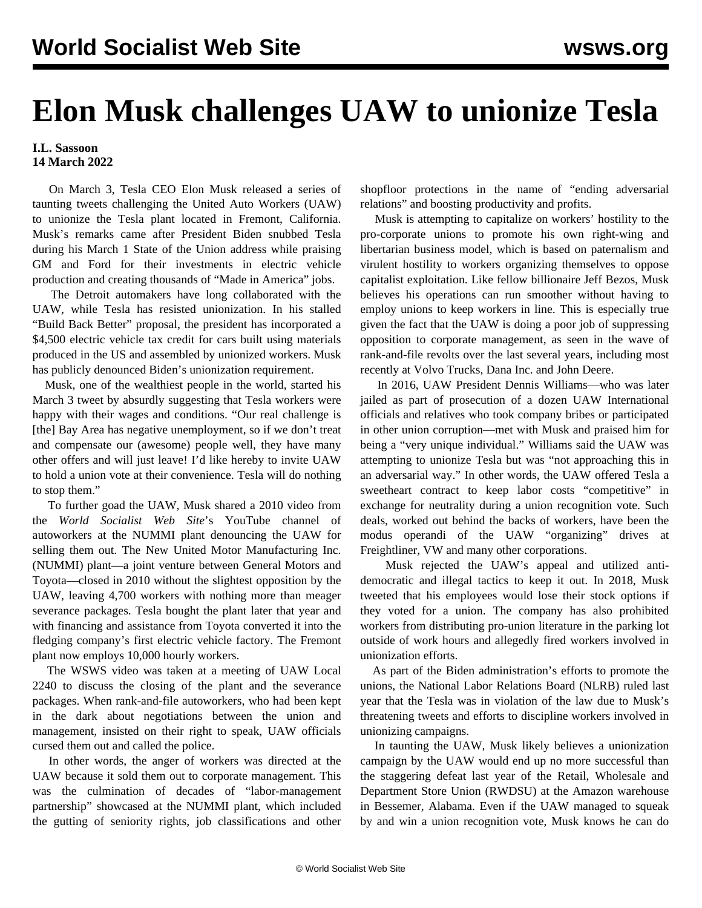# Elon Musk challenges UAW to unionize Tesla

**I.L. Sassoon**
**14 March 2022**

On March 3, Tesla CEO Elon Musk released a series of taunting tweets challenging the United Auto Workers (UAW) to unionize the Tesla plant located in Fremont, California. Musk's remarks came after President Biden snubbed Tesla during his March 1 State of the Union address while praising GM and Ford for their investments in electric vehicle production and creating thousands of "Made in America" jobs.

The Detroit automakers have long collaborated with the UAW, while Tesla has resisted unionization. In his stalled "Build Back Better" proposal, the president has incorporated a $4,500 electric vehicle tax credit for cars built using materials produced in the US and assembled by unionized workers. Musk has publicly denounced Biden's unionization requirement.

Musk, one of the wealthiest people in the world, started his March 3 tweet by absurdly suggesting that Tesla workers were happy with their wages and conditions. "Our real challenge is [the] Bay Area has negative unemployment, so if we don't treat and compensate our (awesome) people well, they have many other offers and will just leave! I'd like hereby to invite UAW to hold a union vote at their convenience. Tesla will do nothing to stop them."

To further goad the UAW, Musk shared a 2010 video from the *World Socialist Web Site*'s YouTube channel of autoworkers at the NUMMI plant denouncing the UAW for selling them out. The New United Motor Manufacturing Inc. (NUMMI) plant—a joint venture between General Motors and Toyota—closed in 2010 without the slightest opposition by the UAW, leaving 4,700 workers with nothing more than meager severance packages. Tesla bought the plant later that year and with financing and assistance from Toyota converted it into the fledging company's first electric vehicle factory. The Fremont plant now employs 10,000 hourly workers.

The WSWS video was taken at a meeting of UAW Local 2240 to discuss the closing of the plant and the severance packages. When rank-and-file autoworkers, who had been kept in the dark about negotiations between the union and management, insisted on their right to speak, UAW officials cursed them out and called the police.

In other words, the anger of workers was directed at the UAW because it sold them out to corporate management. This was the culmination of decades of "labor-management partnership" showcased at the NUMMI plant, which included the gutting of seniority rights, job classifications and other shopfloor protections in the name of "ending adversarial relations" and boosting productivity and profits.

Musk is attempting to capitalize on workers' hostility to the pro-corporate unions to promote his own right-wing and libertarian business model, which is based on paternalism and virulent hostility to workers organizing themselves to oppose capitalist exploitation. Like fellow billionaire Jeff Bezos, Musk believes his operations can run smoother without having to employ unions to keep workers in line. This is especially true given the fact that the UAW is doing a poor job of suppressing opposition to corporate management, as seen in the wave of rank-and-file revolts over the last several years, including most recently at Volvo Trucks, Dana Inc. and John Deere.

In 2016, UAW President Dennis Williams—who was later jailed as part of prosecution of a dozen UAW International officials and relatives who took company bribes or participated in other union corruption—met with Musk and praised him for being a "very unique individual." Williams said the UAW was attempting to unionize Tesla but was "not approaching this in an adversarial way." In other words, the UAW offered Tesla a sweetheart contract to keep labor costs "competitive" in exchange for neutrality during a union recognition vote. Such deals, worked out behind the backs of workers, have been the modus operandi of the UAW "organizing" drives at Freightliner, VW and many other corporations.

Musk rejected the UAW's appeal and utilized anti-democratic and illegal tactics to keep it out. In 2018, Musk tweeted that his employees would lose their stock options if they voted for a union. The company has also prohibited workers from distributing pro-union literature in the parking lot outside of work hours and allegedly fired workers involved in unionization efforts.

As part of the Biden administration's efforts to promote the unions, the National Labor Relations Board (NLRB) ruled last year that the Tesla was in violation of the law due to Musk's threatening tweets and efforts to discipline workers involved in unionizing campaigns.

In taunting the UAW, Musk likely believes a unionization campaign by the UAW would end up no more successful than the staggering defeat last year of the Retail, Wholesale and Department Store Union (RWDSU) at the Amazon warehouse in Bessemer, Alabama. Even if the UAW managed to squeak by and win a union recognition vote, Musk knows he can do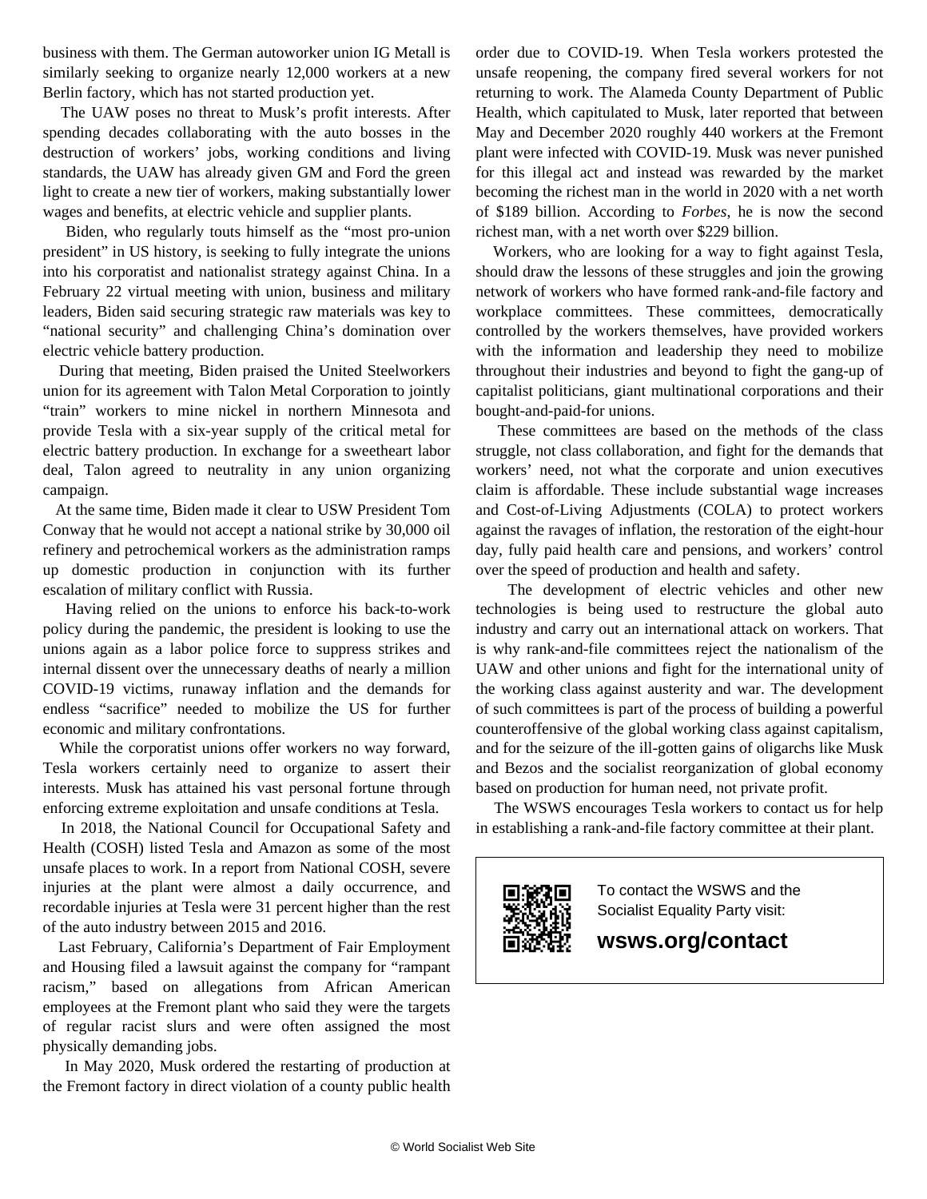business with them. The German autoworker union IG Metall is similarly seeking to organize nearly 12,000 workers at a new Berlin factory, which has not started production yet.

The UAW poses no threat to Musk's profit interests. After spending decades collaborating with the auto bosses in the destruction of workers' jobs, working conditions and living standards, the UAW has already given GM and Ford the green light to create a new tier of workers, making substantially lower wages and benefits, at electric vehicle and supplier plants.

Biden, who regularly touts himself as the "most pro-union president" in US history, is seeking to fully integrate the unions into his corporatist and nationalist strategy against China. In a February 22 virtual meeting with union, business and military leaders, Biden said securing strategic raw materials was key to "national security" and challenging China's domination over electric vehicle battery production.

During that meeting, Biden praised the United Steelworkers union for its agreement with Talon Metal Corporation to jointly "train" workers to mine nickel in northern Minnesota and provide Tesla with a six-year supply of the critical metal for electric battery production. In exchange for a sweetheart labor deal, Talon agreed to neutrality in any union organizing campaign.

At the same time, Biden made it clear to USW President Tom Conway that he would not accept a national strike by 30,000 oil refinery and petrochemical workers as the administration ramps up domestic production in conjunction with its further escalation of military conflict with Russia.

Having relied on the unions to enforce his back-to-work policy during the pandemic, the president is looking to use the unions again as a labor police force to suppress strikes and internal dissent over the unnecessary deaths of nearly a million COVID-19 victims, runaway inflation and the demands for endless "sacrifice" needed to mobilize the US for further economic and military confrontations.

While the corporatist unions offer workers no way forward, Tesla workers certainly need to organize to assert their interests. Musk has attained his vast personal fortune through enforcing extreme exploitation and unsafe conditions at Tesla.

In 2018, the National Council for Occupational Safety and Health (COSH) listed Tesla and Amazon as some of the most unsafe places to work. In a report from National COSH, severe injuries at the plant were almost a daily occurrence, and recordable injuries at Tesla were 31 percent higher than the rest of the auto industry between 2015 and 2016.

Last February, California's Department of Fair Employment and Housing filed a lawsuit against the company for "rampant racism," based on allegations from African American employees at the Fremont plant who said they were the targets of regular racist slurs and were often assigned the most physically demanding jobs.

In May 2020, Musk ordered the restarting of production at the Fremont factory in direct violation of a county public health order due to COVID-19. When Tesla workers protested the unsafe reopening, the company fired several workers for not returning to work. The Alameda County Department of Public Health, which capitulated to Musk, later reported that between May and December 2020 roughly 440 workers at the Fremont plant were infected with COVID-19. Musk was never punished for this illegal act and instead was rewarded by the market becoming the richest man in the world in 2020 with a net worth of $189 billion. According to *Forbes*, he is now the second richest man, with a net worth over $229 billion.

Workers, who are looking for a way to fight against Tesla, should draw the lessons of these struggles and join the growing network of workers who have formed rank-and-file factory and workplace committees. These committees, democratically controlled by the workers themselves, have provided workers with the information and leadership they need to mobilize throughout their industries and beyond to fight the gang-up of capitalist politicians, giant multinational corporations and their bought-and-paid-for unions.

These committees are based on the methods of the class struggle, not class collaboration, and fight for the demands that workers' need, not what the corporate and union executives claim is affordable. These include substantial wage increases and Cost-of-Living Adjustments (COLA) to protect workers against the ravages of inflation, the restoration of the eight-hour day, fully paid health care and pensions, and workers' control over the speed of production and health and safety.

The development of electric vehicles and other new technologies is being used to restructure the global auto industry and carry out an international attack on workers. That is why rank-and-file committees reject the nationalism of the UAW and other unions and fight for the international unity of the working class against austerity and war. The development of such committees is part of the process of building a powerful counteroffensive of the global working class against capitalism, and for the seizure of the ill-gotten gains of oligarchs like Musk and Bezos and the socialist reorganization of global economy based on production for human need, not private profit.

The WSWS encourages Tesla workers to contact us for help in establishing a rank-and-file factory committee at their plant.

To contact the WSWS and the Socialist Equality Party visit:

**wsws.org/contact**